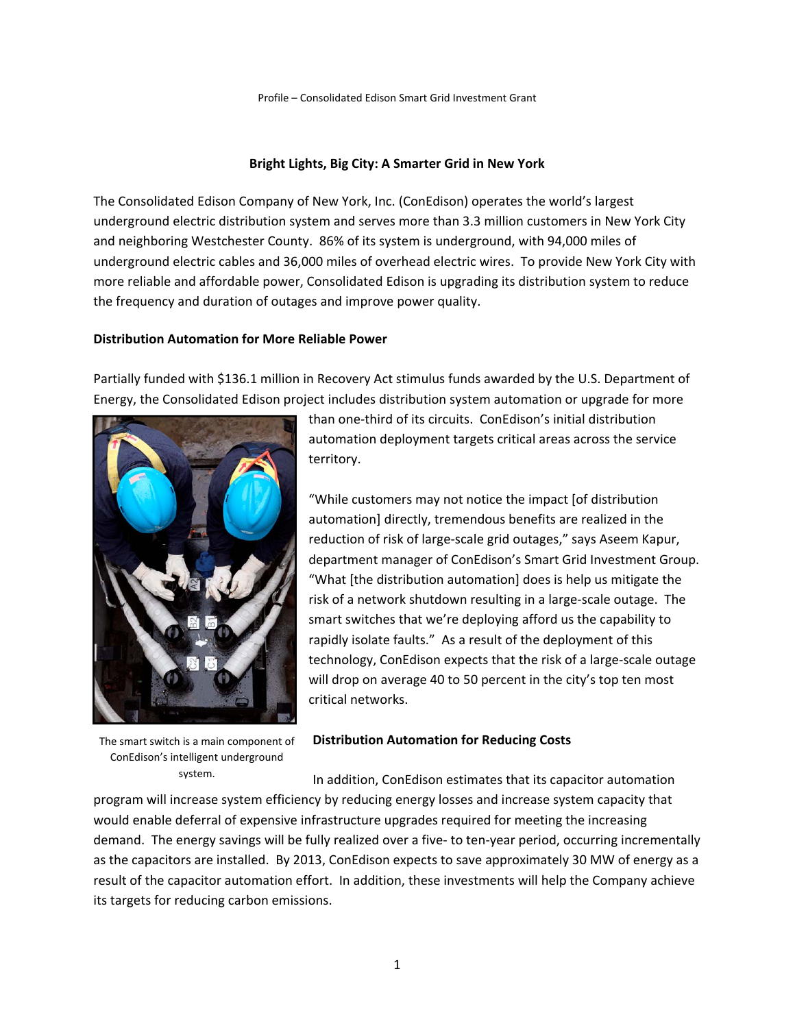# Bright Lights, Big City: A Smarter Grid in New York

The Consolidated Edison Company of New York, Inc. (ConEdison) operates the world's largest underground electric distribution system and serves more than 3.3 million customers in New York City and neighboring Westchester County. 86% of its system is underground, with 94,000 miles of underground electric cables and 36,000 miles of overhead electric wires. To provide New York City with more reliable and affordable power, Consolidated Edison is upgrading its distribution system to reduce the frequency and duration of outages and improve power quality.

## Distribution Automation for More Reliable Power

Partially funded with $136.1 million in Recovery Act stimulus funds awarded by the U.S. Department of Energy, the Consolidated Edison project includes distribution system automation or upgrade for more than one-third of its circuits. ConEdison's initial distribution automation deployment targets critical areas across the service territory.

"While customers may not notice the impact [of distribution automation] directly, tremendous benefits are realized in the reduction of risk of large-scale grid outages," says Aseem Kapur, department manager of ConEdison's Smart Grid Investment Group. "What [the distribution automation] does is help us mitigate the risk of a network shutdown resulting in a large-scale outage. The smart switches that we're deploying afford us the capability to rapidly isolate faults." As a result of the deployment of this technology, ConEdison expects that the risk of a large-scale outage will drop on average 40 to 50 percent in the city's top ten most critical networks.

The smart switch is a main component of ConEdison's intelligent underground system.

## Distribution Automation for Reducing Costs

In addition, ConEdison estimates that its capacitor automation program will increase system efficiency by reducing energy losses and increase system capacity that would enable deferral of expensive infrastructure upgrades required for meeting the increasing demand. The energy savings will be fully realized over a five- to ten-year period, occurring incrementally as the capacitors are installed. By 2013, ConEdison expects to save approximately 30 MW of energy as a result of the capacitor automation effort. In addition, these investments will help the Company achieve its targets for reducing carbon emissions.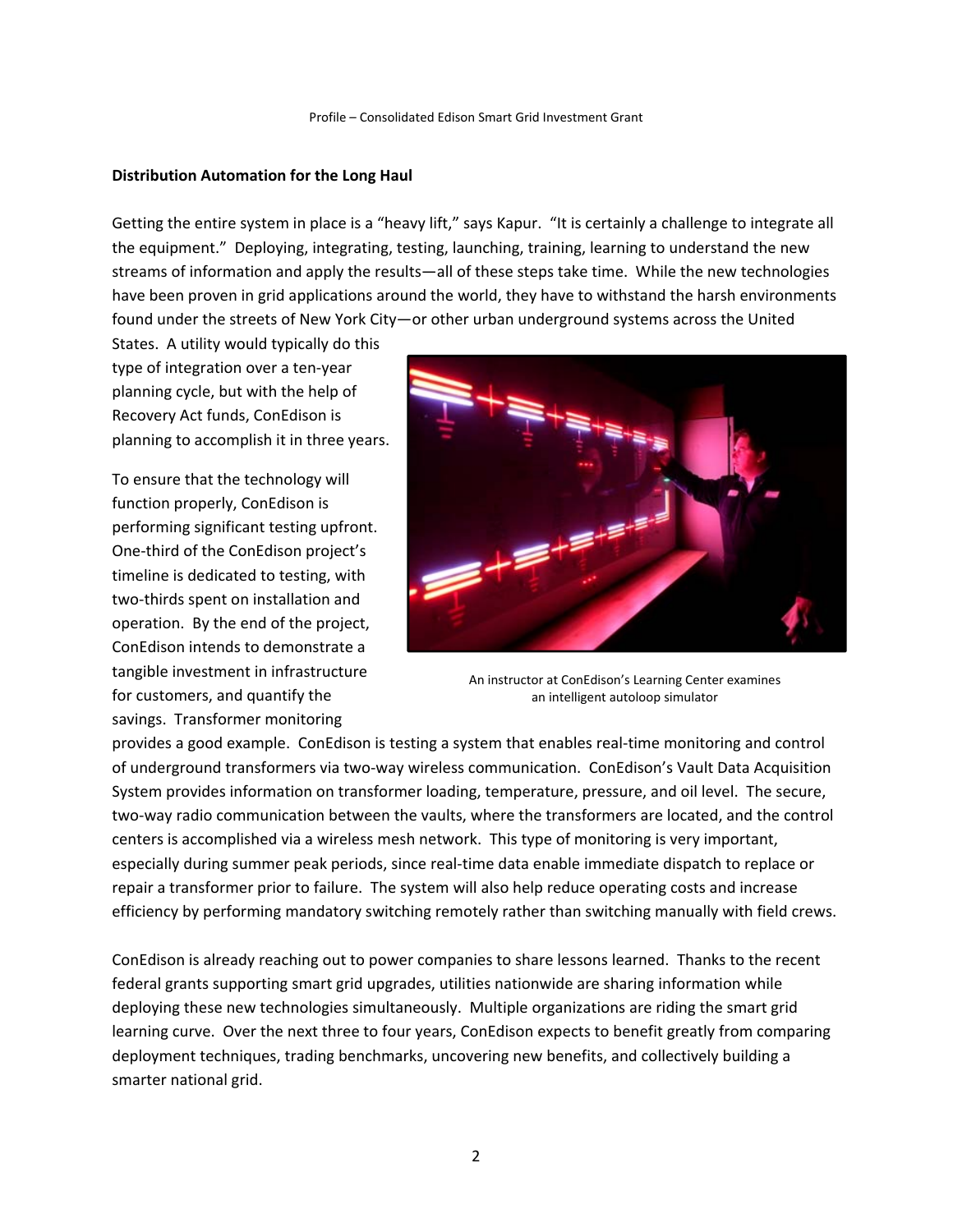**Distribution Automation for the Long Haul**

Getting the entire system in place is a "heavy lift," says Kapur. "It is certainly a challenge to integrate all the equipment." Deploying, integrating, testing, launching, training, learning to understand the new streams of information and apply the results—all of these steps take time. While the new technologies have been proven in grid applications around the world, they have to withstand the harsh environments found under the streets of New York City—or other urban underground systems across the United States. A utility would typically do this type of integration over a ten-year planning cycle, but with the help of Recovery Act funds, ConEdison is planning to accomplish it in three years.

To ensure that the technology will function properly, ConEdison is performing significant testing upfront. One-third of the ConEdison project's timeline is dedicated to testing, with two-thirds spent on installation and operation. By the end of the project, ConEdison intends to demonstrate a tangible investment in infrastructure for customers, and quantify the savings. Transformer monitoring provides a good example. ConEdison is testing a system that enables real-time monitoring and control of underground transformers via two-way wireless communication. ConEdison's Vault Data Acquisition System provides information on transformer loading, temperature, pressure, and oil level. The secure, two-way radio communication between the vaults, where the transformers are located, and the control centers is accomplished via a wireless mesh network. This type of monitoring is very important, especially during summer peak periods, since real-time data enable immediate dispatch to replace or repair a transformer prior to failure. The system will also help reduce operating costs and increase efficiency by performing mandatory switching remotely rather than switching manually with field crews.

An instructor at ConEdison's Learning Center examines an intelligent autoloop simulator

ConEdison is already reaching out to power companies to share lessons learned. Thanks to the recent federal grants supporting smart grid upgrades, utilities nationwide are sharing information while deploying these new technologies simultaneously. Multiple organizations are riding the smart grid learning curve. Over the next three to four years, ConEdison expects to benefit greatly from comparing deployment techniques, trading benchmarks, uncovering new benefits, and collectively building a smarter national grid.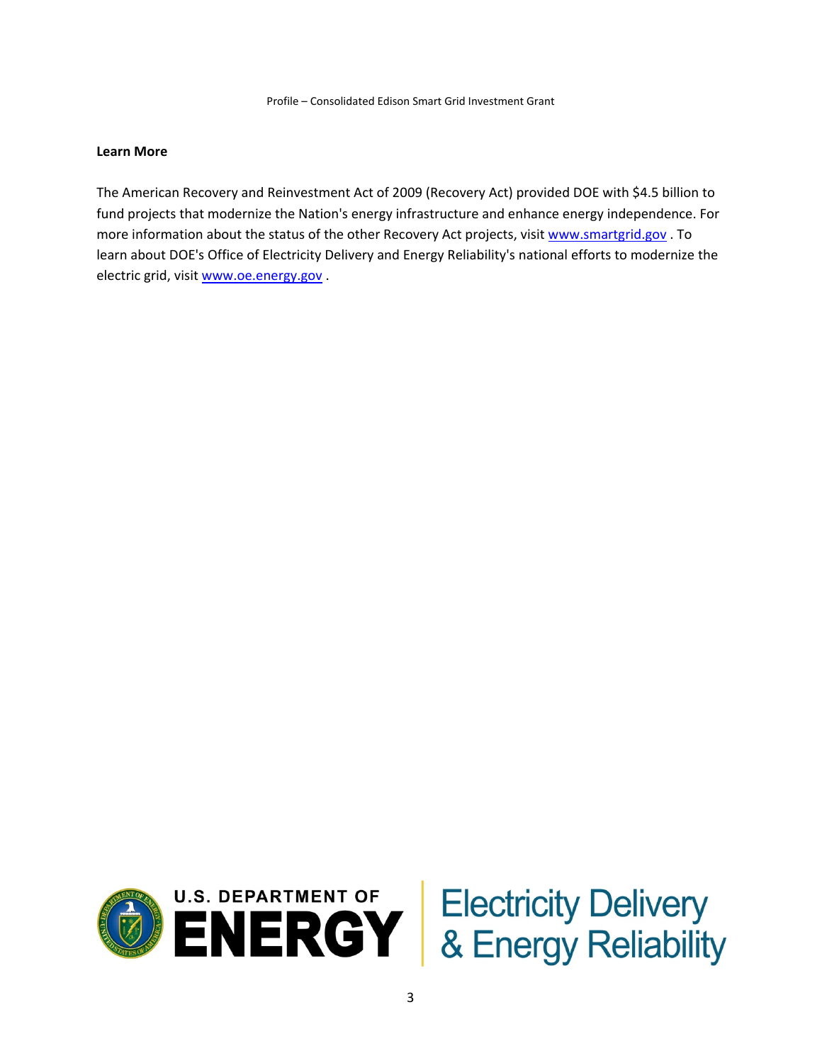## Learn More

The American Recovery and Reinvestment Act of 2009 (Recovery Act) provided DOE with $4.5 billion to fund projects that modernize the Nation's energy infrastructure and enhance energy independence. For more information about the status of the other Recovery Act projects, visit www.smartgrid.gov . To learn about DOE's Office of Electricity Delivery and Energy Reliability's national efforts to modernize the electric grid, visit www.oe.energy.gov .

U.S. DEPARTMENT OF ENERGY | Electricity Delivery & Energy Reliability